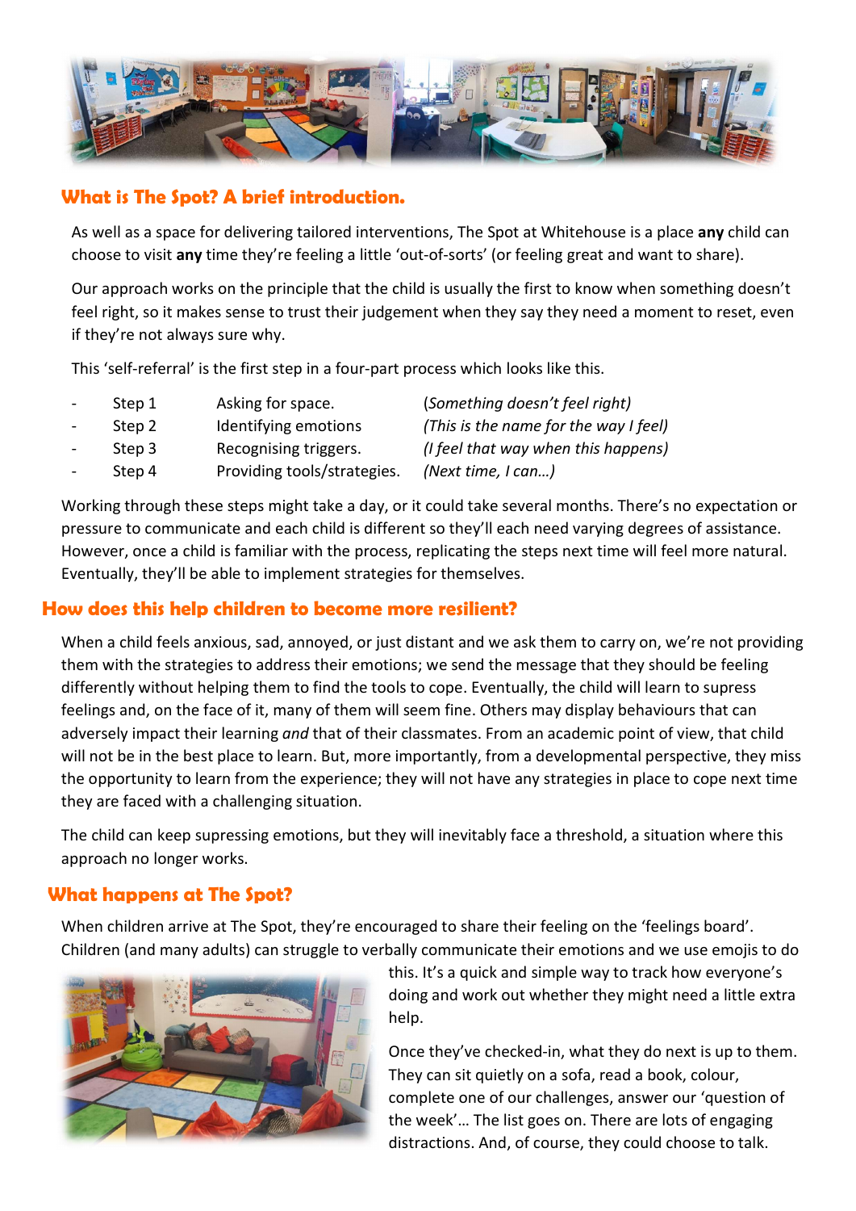## What is The Spot? A brief introduction.

As well as a space for delivering tailored interventions, The Spot at Whitehouse is a place **any** child can choose to visit **any** time they're feeling a little 'out-of-sorts' (or feeling great and want to share).

Our approach works on the principle that the child is usually the first to know when something doesn't feel right, so it makes sense to trust their judgement when they say they need a moment to reset, even if they're not always sure why.

This 'self-referral' is the first step in a four-part process which looks like this.

- Step 1 Asking for space. *(Something doesn't feel right)*
- Step 2 Identifying emotions *(This is the name for the way I feel)*
- Step 3 Recognising triggers. *(I feel that way when this happens)*
- Step 4 Providing tools/strategies. *(Next time, I can…)*

Working through these steps might take a day, or it could take several months. There's no expectation or pressure to communicate and each child is different so they'll each need varying degrees of assistance. However, once a child is familiar with the process, replicating the steps next time will feel more natural. Eventually, they'll be able to implement strategies for themselves.

## How does this help children to become more resilient?

When a child feels anxious, sad, annoyed, or just distant and we ask them to carry on, we're not providing them with the strategies to address their emotions; we send the message that they should be feeling differently without helping them to find the tools to cope. Eventually, the child will learn to supress feelings and, on the face of it, many of them will seem fine. Others may display behaviours that can adversely impact their learning *and* that of their classmates. From an academic point of view, that child will not be in the best place to learn. But, more importantly, from a developmental perspective, they miss the opportunity to learn from the experience; they will not have any strategies in place to cope next time they are faced with a challenging situation.

The child can keep supressing emotions, but they will inevitably face a threshold, a situation where this approach no longer works.

## What happens at The Spot?

When children arrive at The Spot, they're encouraged to share their feeling on the 'feelings board'. Children (and many adults) can struggle to verbally communicate their emotions and we use emojis to do this. It's a quick and simple way to track how everyone's doing and work out whether they might need a little extra help.

Once they've checked-in, what they do next is up to them. They can sit quietly on a sofa, read a book, colour, complete one of our challenges, answer our 'question of the week'… The list goes on. There are lots of engaging distractions. And, of course, they could choose to talk.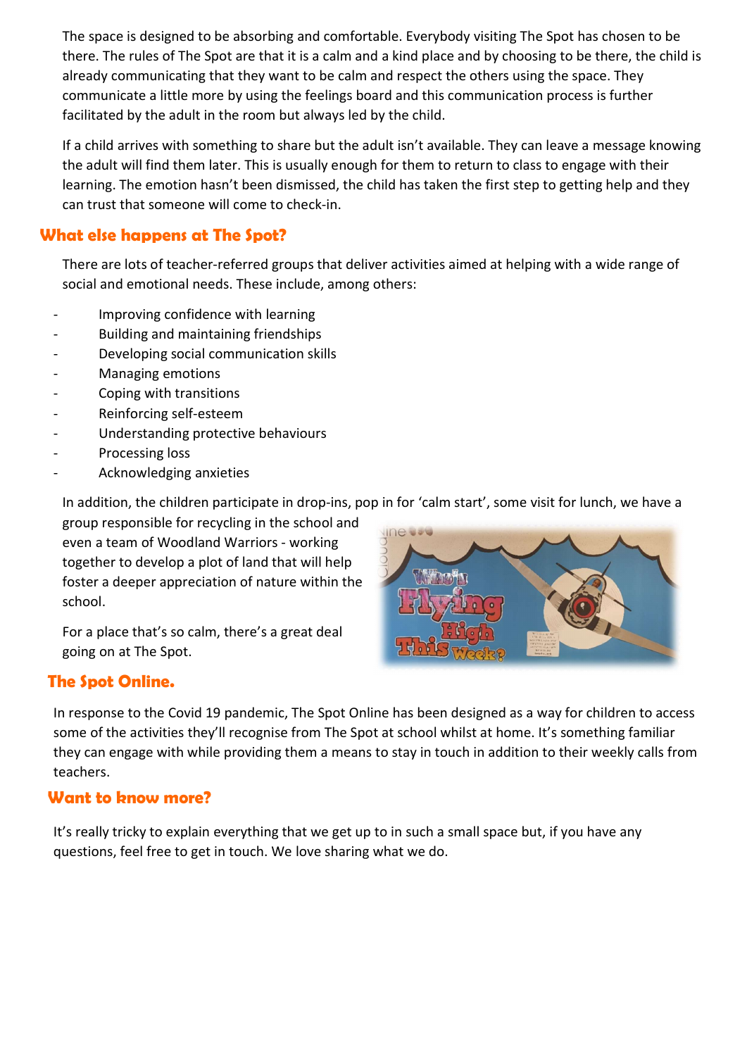The space is designed to be absorbing and comfortable. Everybody visiting The Spot has chosen to be there. The rules of The Spot are that it is a calm and a kind place and by choosing to be there, the child is already communicating that they want to be calm and respect the others using the space. They communicate a little more by using the feelings board and this communication process is further facilitated by the adult in the room but always led by the child.

If a child arrives with something to share but the adult isn't available. They can leave a message knowing the adult will find them later. This is usually enough for them to return to class to engage with their learning. The emotion hasn't been dismissed, the child has taken the first step to getting help and they can trust that someone will come to check-in.

## What else happens at The Spot?

There are lots of teacher-referred groups that deliver activities aimed at helping with a wide range of social and emotional needs. These include, among others:

- Improving confidence with learning
- Building and maintaining friendships
- Developing social communication skills
- Managing emotions
- Coping with transitions
- Reinforcing self-esteem
- Understanding protective behaviours
- Processing loss
- Acknowledging anxieties

In addition, the children participate in drop-ins, pop in for 'calm start', some visit for lunch, we have a group responsible for recycling in the school and even a team of Woodland Warriors - working together to develop a plot of land that will help foster a deeper appreciation of nature within the school.

For a place that's so calm, there's a great deal going on at The Spot.

## The Spot Online.

In response to the Covid 19 pandemic, The Spot Online has been designed as a way for children to access some of the activities they'll recognise from The Spot at school whilst at home. It's something familiar they can engage with while providing them a means to stay in touch in addition to their weekly calls from teachers.

## Want to know more?

It's really tricky to explain everything that we get up to in such a small space but, if you have any questions, feel free to get in touch. We love sharing what we do.